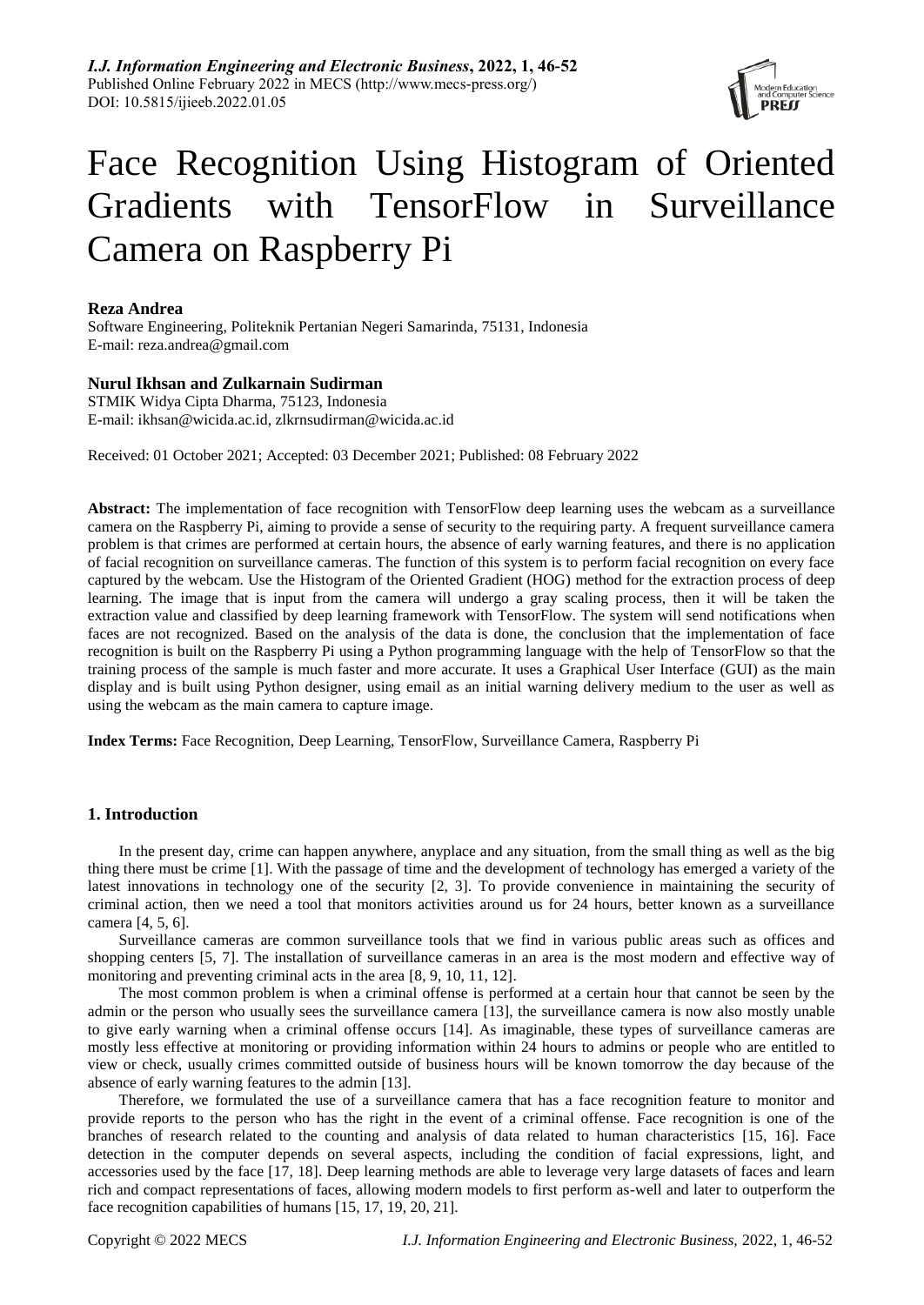# Face Recognition Using Histogram of Oriented Gradients with TensorFlow in Surveillance Camera on Raspberry Pi

**Reza Andrea**

Software Engineering, Politeknik Pertanian Negeri Samarinda, 75131, Indonesia
E-mail: reza.andrea@gmail.com

**Nurul Ikhsan and Zulkarnain Sudirman**

STMIK Widya Cipta Dharma, 75123, Indonesia
E-mail: ikhsan@wicida.ac.id, zlkrnsudirman@wicida.ac.id

Received: 01 October 2021; Accepted: 03 December 2021; Published: 08 February 2022

**Abstract:** The implementation of face recognition with TensorFlow deep learning uses the webcam as a surveillance camera on the Raspberry Pi, aiming to provide a sense of security to the requiring party. A frequent surveillance camera problem is that crimes are performed at certain hours, the absence of early warning features, and there is no application of facial recognition on surveillance cameras. The function of this system is to perform facial recognition on every face captured by the webcam. Use the Histogram of the Oriented Gradient (HOG) method for the extraction process of deep learning. The image that is input from the camera will undergo a gray scaling process, then it will be taken the extraction value and classified by deep learning framework with TensorFlow. The system will send notifications when faces are not recognized. Based on the analysis of the data is done, the conclusion that the implementation of face recognition is built on the Raspberry Pi using a Python programming language with the help of TensorFlow so that the training process of the sample is much faster and more accurate. It uses a Graphical User Interface (GUI) as the main display and is built using Python designer, using email as an initial warning delivery medium to the user as well as using the webcam as the main camera to capture image.

**Index Terms:** Face Recognition, Deep Learning, TensorFlow, Surveillance Camera, Raspberry Pi

## 1. Introduction

In the present day, crime can happen anywhere, anyplace and any situation, from the small thing as well as the big thing there must be crime [1]. With the passage of time and the development of technology has emerged a variety of the latest innovations in technology one of the security [2, 3]. To provide convenience in maintaining the security of criminal action, then we need a tool that monitors activities around us for 24 hours, better known as a surveillance camera [4, 5, 6].

Surveillance cameras are common surveillance tools that we find in various public areas such as offices and shopping centers [5, 7]. The installation of surveillance cameras in an area is the most modern and effective way of monitoring and preventing criminal acts in the area [8, 9, 10, 11, 12].

The most common problem is when a criminal offense is performed at a certain hour that cannot be seen by the admin or the person who usually sees the surveillance camera [13], the surveillance camera is now also mostly unable to give early warning when a criminal offense occurs [14]. As imaginable, these types of surveillance cameras are mostly less effective at monitoring or providing information within 24 hours to admins or people who are entitled to view or check, usually crimes committed outside of business hours will be known tomorrow the day because of the absence of early warning features to the admin [13].

Therefore, we formulated the use of a surveillance camera that has a face recognition feature to monitor and provide reports to the person who has the right in the event of a criminal offense. Face recognition is one of the branches of research related to the counting and analysis of data related to human characteristics [15, 16]. Face detection in the computer depends on several aspects, including the condition of facial expressions, light, and accessories used by the face [17, 18]. Deep learning methods are able to leverage very large datasets of faces and learn rich and compact representations of faces, allowing modern models to first perform as-well and later to outperform the face recognition capabilities of humans [15, 17, 19, 20, 21].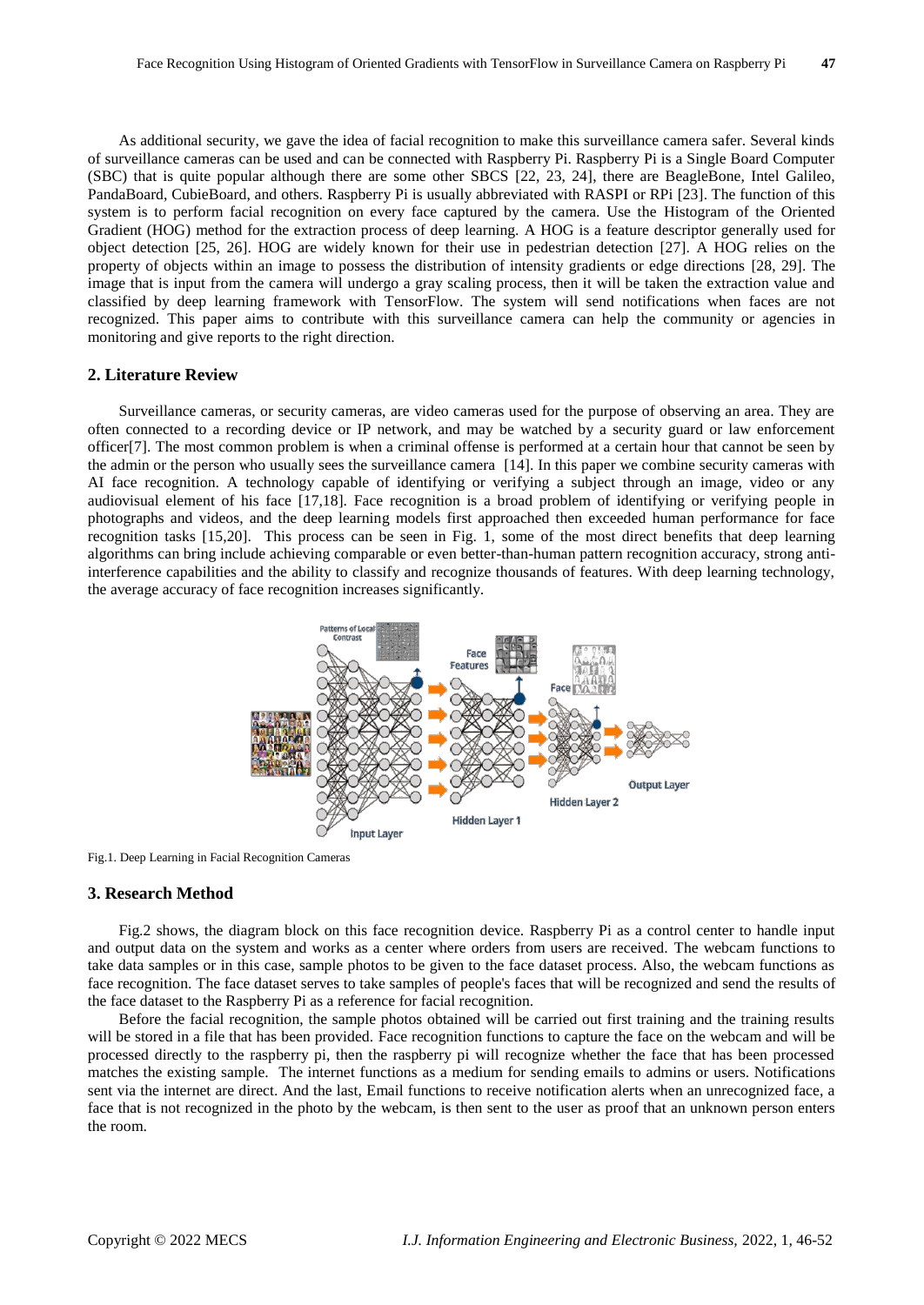As additional security, we gave the idea of facial recognition to make this surveillance camera safer. Several kinds of surveillance cameras can be used and can be connected with Raspberry Pi. Raspberry Pi is a Single Board Computer (SBC) that is quite popular although there are some other SBCS [22, 23, 24], there are BeagleBone, Intel Galileo, PandaBoard, CubieBoard, and others. Raspberry Pi is usually abbreviated with RASPI or RPi [23]. The function of this system is to perform facial recognition on every face captured by the camera. Use the Histogram of the Oriented Gradient (HOG) method for the extraction process of deep learning. A HOG is a feature descriptor generally used for object detection [25, 26]. HOG are widely known for their use in pedestrian detection [27]. A HOG relies on the property of objects within an image to possess the distribution of intensity gradients or edge directions [28, 29]. The image that is input from the camera will undergo a gray scaling process, then it will be taken the extraction value and classified by deep learning framework with TensorFlow. The system will send notifications when faces are not recognized. This paper aims to contribute with this surveillance camera can help the community or agencies in monitoring and give reports to the right direction.

## 2. Literature Review

Surveillance cameras, or security cameras, are video cameras used for the purpose of observing an area. They are often connected to a recording device or IP network, and may be watched by a security guard or law enforcement officer[7]. The most common problem is when a criminal offense is performed at a certain hour that cannot be seen by the admin or the person who usually sees the surveillance camera [14]. In this paper we combine security cameras with AI face recognition. A technology capable of identifying or verifying a subject through an image, video or any audiovisual element of his face [17,18]. Face recognition is a broad problem of identifying or verifying people in photographs and videos, and the deep learning models first approached then exceeded human performance for face recognition tasks [15,20]. This process can be seen in Fig. 1, some of the most direct benefits that deep learning algorithms can bring include achieving comparable or even better-than-human pattern recognition accuracy, strong anti-interference capabilities and the ability to classify and recognize thousands of features. With deep learning technology, the average accuracy of face recognition increases significantly.

Fig.1. Deep Learning in Facial Recognition Cameras

## 3. Research Method

Fig.2 shows, the diagram block on this face recognition device. Raspberry Pi as a control center to handle input and output data on the system and works as a center where orders from users are received. The webcam functions to take data samples or in this case, sample photos to be given to the face dataset process. Also, the webcam functions as face recognition. The face dataset serves to take samples of people's faces that will be recognized and send the results of the face dataset to the Raspberry Pi as a reference for facial recognition.

Before the facial recognition, the sample photos obtained will be carried out first training and the training results will be stored in a file that has been provided. Face recognition functions to capture the face on the webcam and will be processed directly to the raspberry pi, then the raspberry pi will recognize whether the face that has been processed matches the existing sample. The internet functions as a medium for sending emails to admins or users. Notifications sent via the internet are direct. And the last, Email functions to receive notification alerts when an unrecognized face, a face that is not recognized in the photo by the webcam, is then sent to the user as proof that an unknown person enters the room.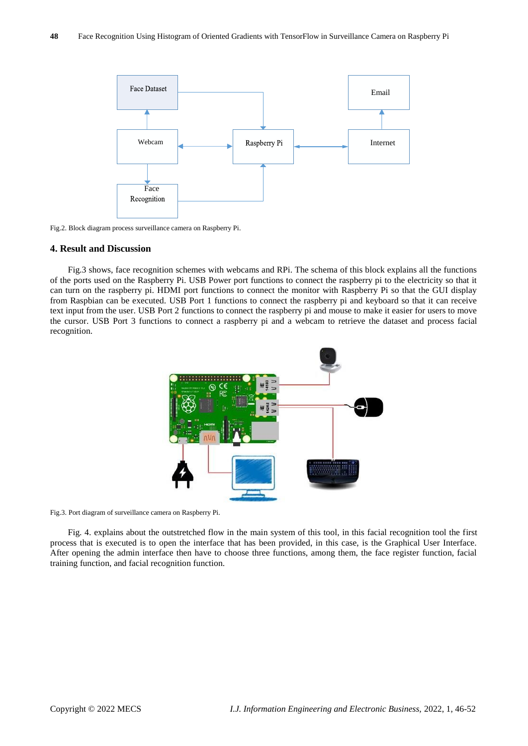Fig.2. Block diagram process surveillance camera on Raspberry Pi.

## 4. Result and Discussion

Fig.3 shows, face recognition schemes with webcams and RPi. The schema of this block explains all the functions of the ports used on the Raspberry Pi. USB Power port functions to connect the raspberry pi to the electricity so that it can turn on the raspberry pi. HDMI port functions to connect the monitor with Raspberry Pi so that the GUI display from Raspbian can be executed. USB Port 1 functions to connect the raspberry pi and keyboard so that it can receive text input from the user. USB Port 2 functions to connect the raspberry pi and mouse to make it easier for users to move the cursor. USB Port 3 functions to connect a raspberry pi and a webcam to retrieve the dataset and process facial recognition.

Fig.3. Port diagram of surveillance camera on Raspberry Pi.

Fig. 4. explains about the outstretched flow in the main system of this tool, in this facial recognition tool the first process that is executed is to open the interface that has been provided, in this case, is the Graphical User Interface. After opening the admin interface then have to choose three functions, among them, the face register function, facial training function, and facial recognition function.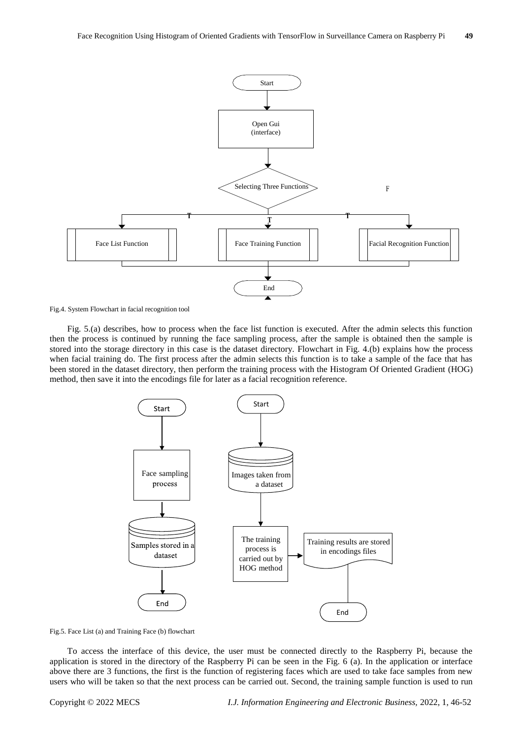Fig.4. System Flowchart in facial recognition tool

Fig. 5.(a) describes, how to process when the face list function is executed. After the admin selects this function then the process is continued by running the face sampling process, after the sample is obtained then the sample is stored into the storage directory in this case is the dataset directory. Flowchart in Fig. 4.(b) explains how the process when facial training do. The first process after the admin selects this function is to take a sample of the face that has been stored in the dataset directory, then perform the training process with the Histogram Of Oriented Gradient (HOG) method, then save it into the encodings file for later as a facial recognition reference.

Fig.5. Face List (a) and Training Face (b) flowchart

To access the interface of this device, the user must be connected directly to the Raspberry Pi, because the application is stored in the directory of the Raspberry Pi can be seen in the Fig. 6 (a). In the application or interface above there are 3 functions, the first is the function of registering faces which are used to take face samples from new users who will be taken so that the next process can be carried out. Second, the training sample function is used to run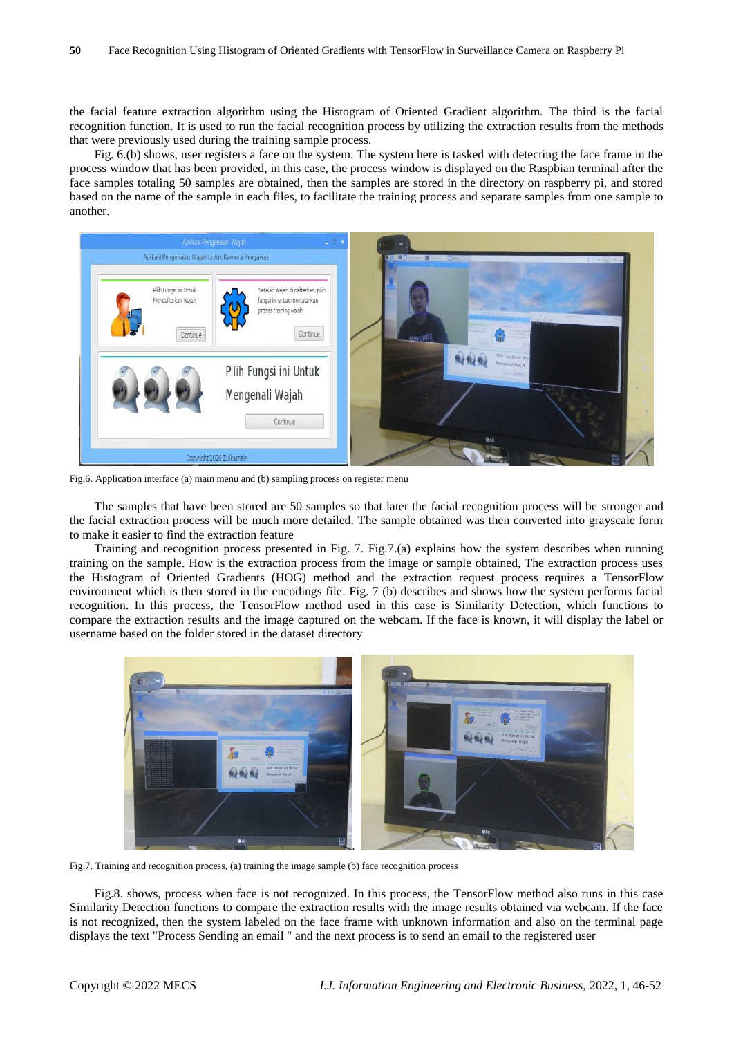the facial feature extraction algorithm using the Histogram of Oriented Gradient algorithm. The third is the facial recognition function. It is used to run the facial recognition process by utilizing the extraction results from the methods that were previously used during the training sample process.

Fig. 6.(b) shows, user registers a face on the system. The system here is tasked with detecting the face frame in the process window that has been provided, in this case, the process window is displayed on the Raspbian terminal after the face samples totaling 50 samples are obtained, then the samples are stored in the directory on raspberry pi, and stored based on the name of the sample in each files, to facilitate the training process and separate samples from one sample to another.

Fig.6. Application interface (a) main menu and (b) sampling process on register menu

The samples that have been stored are 50 samples so that later the facial recognition process will be stronger and the facial extraction process will be much more detailed. The sample obtained was then converted into grayscale form to make it easier to find the extraction feature

Training and recognition process presented in Fig. 7. Fig.7.(a) explains how the system describes when running training on the sample. How is the extraction process from the image or sample obtained, The extraction process uses the Histogram of Oriented Gradients (HOG) method and the extraction request process requires a TensorFlow environment which is then stored in the encodings file. Fig. 7 (b) describes and shows how the system performs facial recognition. In this process, the TensorFlow method used in this case is Similarity Detection, which functions to compare the extraction results and the image captured on the webcam. If the face is known, it will display the label or username based on the folder stored in the dataset directory

Fig.7. Training and recognition process, (a) training the image sample (b) face recognition process

Fig.8. shows, process when face is not recognized. In this process, the TensorFlow method also runs in this case Similarity Detection functions to compare the extraction results with the image results obtained via webcam. If the face is not recognized, then the system labeled on the face frame with unknown information and also on the terminal page displays the text "Process Sending an email " and the next process is to send an email to the registered user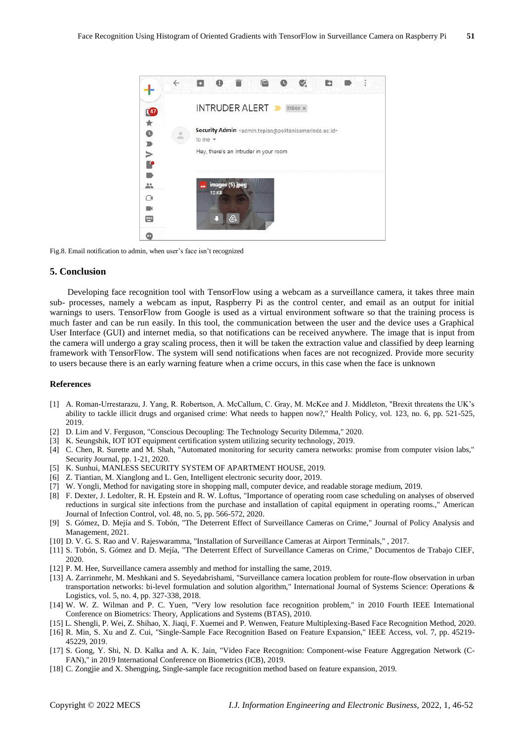Fig.8. Email notification to admin, when user's face isn't recognized

## 5. Conclusion

Developing face recognition tool with TensorFlow using a webcam as a surveillance camera, it takes three main sub- processes, namely a webcam as input, Raspberry Pi as the control center, and email as an output for initial warnings to users. TensorFlow from Google is used as a virtual environment software so that the training process is much faster and can be run easily. In this tool, the communication between the user and the device uses a Graphical User Interface (GUI) and internet media, so that notifications can be received anywhere. The image that is input from the camera will undergo a gray scaling process, then it will be taken the extraction value and classified by deep learning framework with TensorFlow. The system will send notifications when faces are not recognized. Provide more security to users because there is an early warning feature when a crime occurs, in this case when the face is unknown

## References

- [1] A. Roman-Urrestarazu, J. Yang, R. Robertson, A. McCallum, C. Gray, M. McKee and J. Middleton, "Brexit threatens the UK's ability to tackle illicit drugs and organised crime: What needs to happen now?," Health Policy, vol. 123, no. 6, pp. 521-525, 2019.
- [2] D. Lim and V. Ferguson, "Conscious Decoupling: The Technology Security Dilemma," 2020.
- [3] K. Seungshik, IOT IOT equipment certification system utilizing security technology, 2019.
- [4] C. Chen, R. Surette and M. Shah, "Automated monitoring for security camera networks: promise from computer vision labs," Security Journal, pp. 1-21, 2020.
- [5] K. Sunhui, MANLESS SECURITY SYSTEM OF APARTMENT HOUSE, 2019.
- [6] Z. Tiantian, M. Xianglong and L. Gen, Intelligent electronic security door, 2019.
- [7] W. Yongli, Method for navigating store in shopping mall, computer device, and readable storage medium, 2019.
- [8] F. Dexter, J. Ledolter, R. H. Epstein and R. W. Loftus, "Importance of operating room case scheduling on analyses of observed reductions in surgical site infections from the purchase and installation of capital equipment in operating rooms.," American Journal of Infection Control, vol. 48, no. 5, pp. 566-572, 2020.
- [9] S. Gómez, D. Mejía and S. Tobón, "The Deterrent Effect of Surveillance Cameras on Crime," Journal of Policy Analysis and Management, 2021.
- [10] D. V. G. S. Rao and V. Rajeswaramma, "Installation of Surveillance Cameras at Airport Terminals," , 2017.
- [11] S. Tobón, S. Gómez and D. Mejía, "The Deterrent Effect of Surveillance Cameras on Crime," Documentos de Trabajo CIEF, 2020.
- [12] P. M. Hee, Surveillance camera assembly and method for installing the same, 2019.
- [13] A. Zarrinmehr, M. Meshkani and S. Seyedabrishami, "Surveillance camera location problem for route-flow observation in urban transportation networks: bi-level formulation and solution algorithm," International Journal of Systems Science: Operations & Logistics, vol. 5, no. 4, pp. 327-338, 2018.
- [14] W. W. Z. Wilman and P. C. Yuen, "Very low resolution face recognition problem," in 2010 Fourth IEEE International Conference on Biometrics: Theory, Applications and Systems (BTAS), 2010.
- [15] L. Shengli, P. Wei, Z. Shihao, X. Jiaqi, F. Xuemei and P. Wenwen, Feature Multiplexing-Based Face Recognition Method, 2020.
- [16] R. Min, S. Xu and Z. Cui, "Single-Sample Face Recognition Based on Feature Expansion," IEEE Access, vol. 7, pp. 45219-45229, 2019.
- [17] S. Gong, Y. Shi, N. D. Kalka and A. K. Jain, "Video Face Recognition: Component-wise Feature Aggregation Network (C-FAN)," in 2019 International Conference on Biometrics (ICB), 2019.
- [18] C. Zongjie and X. Shengping, Single-sample face recognition method based on feature expansion, 2019.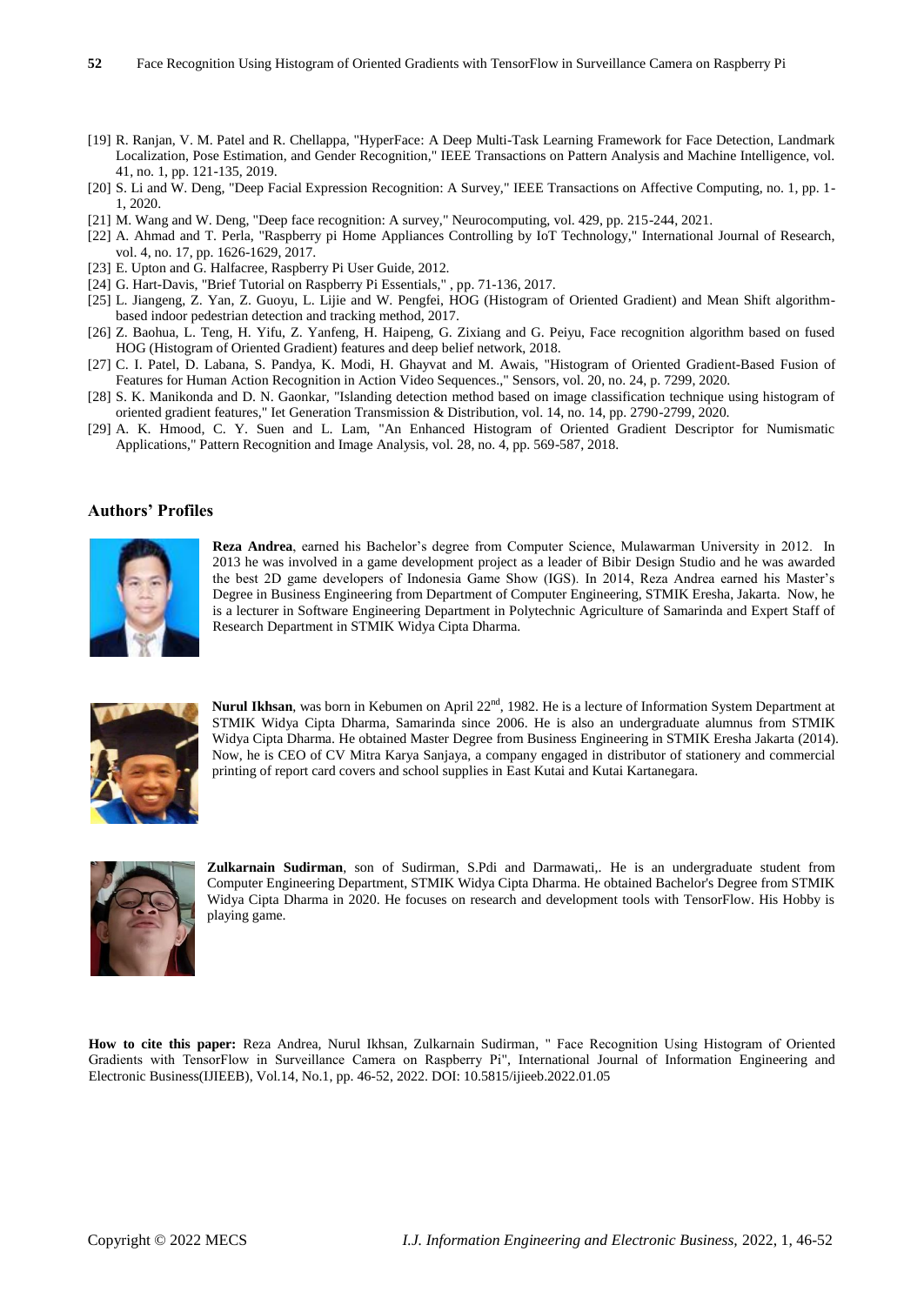[19] R. Ranjan, V. M. Patel and R. Chellappa, "HyperFace: A Deep Multi-Task Learning Framework for Face Detection, Landmark Localization, Pose Estimation, and Gender Recognition," IEEE Transactions on Pattern Analysis and Machine Intelligence, vol. 41, no. 1, pp. 121-135, 2019.

[20] S. Li and W. Deng, "Deep Facial Expression Recognition: A Survey," IEEE Transactions on Affective Computing, no. 1, pp. 1-1, 2020.

[21] M. Wang and W. Deng, "Deep face recognition: A survey," Neurocomputing, vol. 429, pp. 215-244, 2021.

[22] A. Ahmad and T. Perla, "Raspberry pi Home Appliances Controlling by IoT Technology," International Journal of Research, vol. 4, no. 17, pp. 1626-1629, 2017.

[23] E. Upton and G. Halfacree, Raspberry Pi User Guide, 2012.

[24] G. Hart-Davis, "Brief Tutorial on Raspberry Pi Essentials," , pp. 71-136, 2017.

[25] L. Jiangeng, Z. Yan, Z. Guoyu, L. Lijie and W. Pengfei, HOG (Histogram of Oriented Gradient) and Mean Shift algorithm-based indoor pedestrian detection and tracking method, 2017.

[26] Z. Baohua, L. Teng, H. Yifu, Z. Yanfeng, H. Haipeng, G. Zixiang and G. Peiyu, Face recognition algorithm based on fused HOG (Histogram of Oriented Gradient) features and deep belief network, 2018.

[27] C. I. Patel, D. Labana, S. Pandya, K. Modi, H. Ghayvat and M. Awais, "Histogram of Oriented Gradient-Based Fusion of Features for Human Action Recognition in Action Video Sequences.," Sensors, vol. 20, no. 24, p. 7299, 2020.

[28] S. K. Manikonda and D. N. Gaonkar, "Islanding detection method based on image classification technique using histogram of oriented gradient features," Iet Generation Transmission & Distribution, vol. 14, no. 14, pp. 2790-2799, 2020.

[29] A. K. Hmood, C. Y. Suen and L. Lam, "An Enhanced Histogram of Oriented Gradient Descriptor for Numismatic Applications," Pattern Recognition and Image Analysis, vol. 28, no. 4, pp. 569-587, 2018.

## Authors' Profiles

**Reza Andrea**, earned his Bachelor's degree from Computer Science, Mulawarman University in 2012. In 2013 he was involved in a game development project as a leader of Bibir Design Studio and he was awarded the best 2D game developers of Indonesia Game Show (IGS). In 2014, Reza Andrea earned his Master's Degree in Business Engineering from Department of Computer Engineering, STMIK Eresha, Jakarta. Now, he is a lecturer in Software Engineering Department in Polytechnic Agriculture of Samarinda and Expert Staff of Research Department in STMIK Widya Cipta Dharma.

**Nurul Ikhsan**, was born in Kebumen on April 22nd, 1982. He is a lecture of Information System Department at STMIK Widya Cipta Dharma, Samarinda since 2006. He is also an undergraduate alumnus from STMIK Widya Cipta Dharma. He obtained Master Degree from Business Engineering in STMIK Eresha Jakarta (2014). Now, he is CEO of CV Mitra Karya Sanjaya, a company engaged in distributor of stationery and commercial printing of report card covers and school supplies in East Kutai and Kutai Kartanegara.

**Zulkarnain Sudirman**, son of Sudirman, S.Pdi and Darmawati,. He is an undergraduate student from Computer Engineering Department, STMIK Widya Cipta Dharma. He obtained Bachelor's Degree from STMIK Widya Cipta Dharma in 2020. He focuses on research and development tools with TensorFlow. His Hobby is playing game.

**How to cite this paper:** Reza Andrea, Nurul Ikhsan, Zulkarnain Sudirman, " Face Recognition Using Histogram of Oriented Gradients with TensorFlow in Surveillance Camera on Raspberry Pi", International Journal of Information Engineering and Electronic Business(IJIEEB), Vol.14, No.1, pp. 46-52, 2022. DOI: 10.5815/ijieeb.2022.01.05